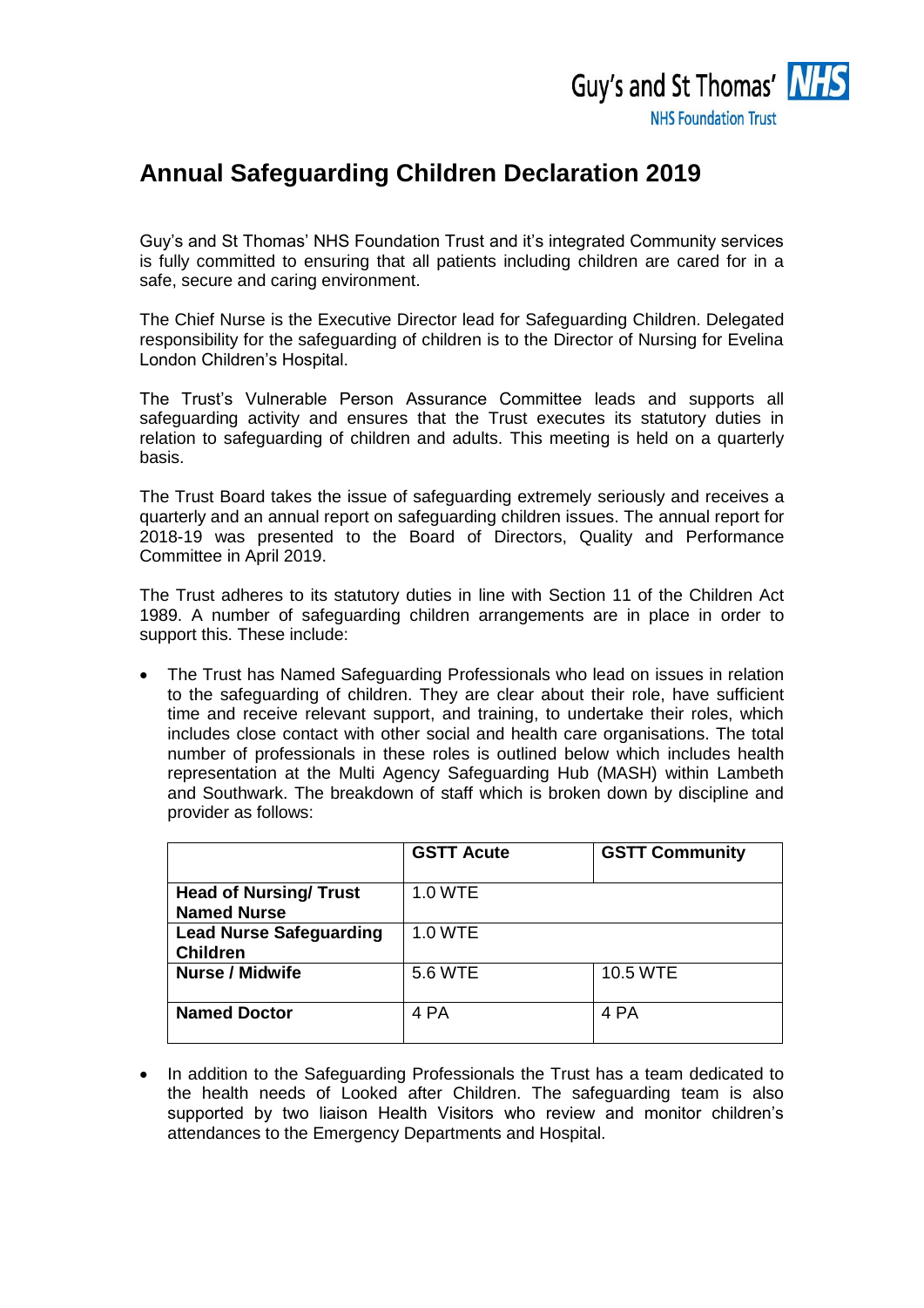# Annual Safeguarding Children Declaration 2019

Guy's and St Thomas' NHS Foundation Trust and it's integrated Community services is fully committed to ensuring that all patients including children are cared for in a safe, secure and caring environment.

The Chief Nurse is the Executive Director lead for Safeguarding Children. Delegated responsibility for the safeguarding of children is to the Director of Nursing for Evelina London Children's Hospital.

The Trust's Vulnerable Person Assurance Committee leads and supports all safeguarding activity and ensures that the Trust executes its statutory duties in relation to safeguarding of children and adults. This meeting is held on a quarterly basis.

The Trust Board takes the issue of safeguarding extremely seriously and receives a quarterly and an annual report on safeguarding children issues. The annual report for 2018-19 was presented to the Board of Directors, Quality and Performance Committee in April 2019.

The Trust adheres to its statutory duties in line with Section 11 of the Children Act 1989. A number of safeguarding children arrangements are in place in order to support this. These include:

- The Trust has Named Safeguarding Professionals who lead on issues in relation to the safeguarding of children. They are clear about their role, have sufficient time and receive relevant support, and training, to undertake their roles, which includes close contact with other social and health care organisations. The total number of professionals in these roles is outlined below which includes health representation at the Multi Agency Safeguarding Hub (MASH) within Lambeth and Southwark. The breakdown of staff which is broken down by discipline and provider as follows:

| | GSTT Acute | GSTT Community |
|---|---|---|
| **Head of Nursing/ Trust Named Nurse** | 1.0 WTE | |
| **Lead Nurse Safeguarding Children** | 1.0 WTE | |
| **Nurse / Midwife** | 5.6 WTE | 10.5 WTE |
| **Named Doctor** | 4 PA | 4 PA |

- In addition to the Safeguarding Professionals the Trust has a team dedicated to the health needs of Looked after Children. The safeguarding team is also supported by two liaison Health Visitors who review and monitor children's attendances to the Emergency Departments and Hospital.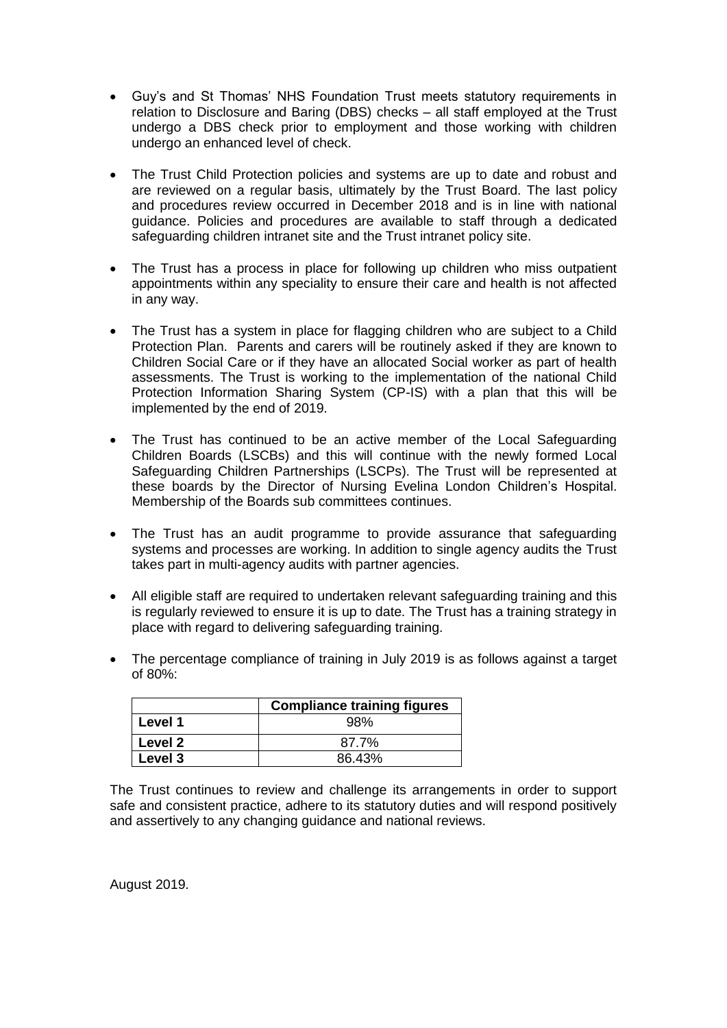- Guy's and St Thomas' NHS Foundation Trust meets statutory requirements in relation to Disclosure and Baring (DBS) checks – all staff employed at the Trust undergo a DBS check prior to employment and those working with children undergo an enhanced level of check.

- The Trust Child Protection policies and systems are up to date and robust and are reviewed on a regular basis, ultimately by the Trust Board. The last policy and procedures review occurred in December 2018 and is in line with national guidance. Policies and procedures are available to staff through a dedicated safeguarding children intranet site and the Trust intranet policy site.

- The Trust has a process in place for following up children who miss outpatient appointments within any speciality to ensure their care and health is not affected in any way.

- The Trust has a system in place for flagging children who are subject to a Child Protection Plan. Parents and carers will be routinely asked if they are known to Children Social Care or if they have an allocated Social worker as part of health assessments. The Trust is working to the implementation of the national Child Protection Information Sharing System (CP-IS) with a plan that this will be implemented by the end of 2019.

- The Trust has continued to be an active member of the Local Safeguarding Children Boards (LSCBs) and this will continue with the newly formed Local Safeguarding Children Partnerships (LSCPs). The Trust will be represented at these boards by the Director of Nursing Evelina London Children's Hospital. Membership of the Boards sub committees continues.

- The Trust has an audit programme to provide assurance that safeguarding systems and processes are working. In addition to single agency audits the Trust takes part in multi-agency audits with partner agencies.

- All eligible staff are required to undertaken relevant safeguarding training and this is regularly reviewed to ensure it is up to date. The Trust has a training strategy in place with regard to delivering safeguarding training.

- The percentage compliance of training in July 2019 is as follows against a target of 80%:

| | **Compliance training figures** |
|---|---|
| **Level 1** | 98% |
| **Level 2** | 87.7% |
| **Level 3** | 86.43% |

The Trust continues to review and challenge its arrangements in order to support safe and consistent practice, adhere to its statutory duties and will respond positively and assertively to any changing guidance and national reviews.

August 2019.